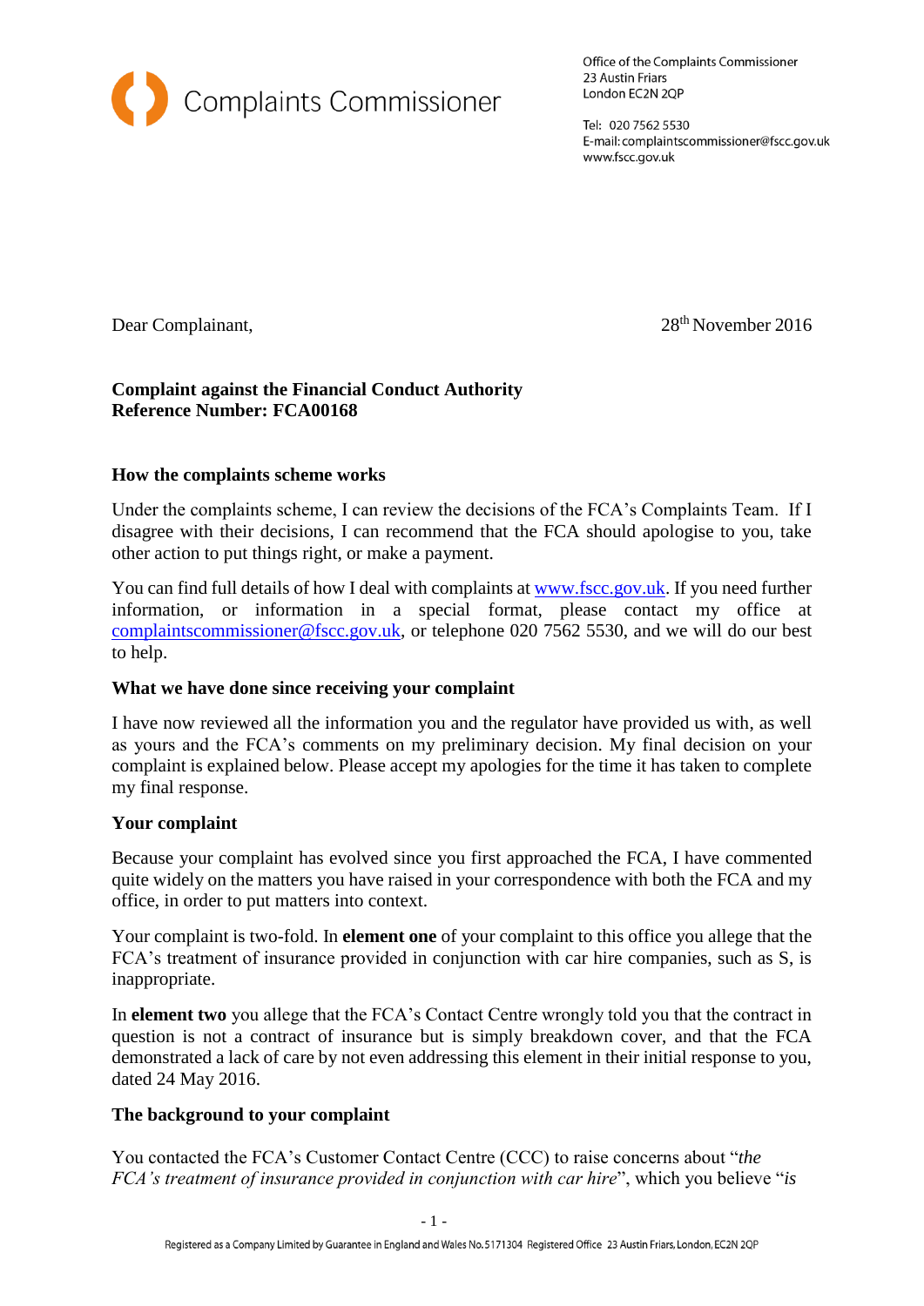Complaints Commissioner

Office of the Complaints Commissioner
23 Austin Friars
London EC2N 2QP

Tel: 020 7562 5530
E-mail: complaintscommissioner@fscc.gov.uk
www.fscc.gov.uk

Dear Complainant,

28th November 2016

**Complaint against the Financial Conduct Authority**
**Reference Number: FCA00168**

**How the complaints scheme works**

Under the complaints scheme, I can review the decisions of the FCA's Complaints Team. If I disagree with their decisions, I can recommend that the FCA should apologise to you, take other action to put things right, or make a payment.

You can find full details of how I deal with complaints at www.fscc.gov.uk. If you need further information, or information in a special format, please contact my office at complaintscommissioner@fscc.gov.uk, or telephone 020 7562 5530, and we will do our best to help.

**What we have done since receiving your complaint**

I have now reviewed all the information you and the regulator have provided us with, as well as yours and the FCA's comments on my preliminary decision. My final decision on your complaint is explained below. Please accept my apologies for the time it has taken to complete my final response.

**Your complaint**

Because your complaint has evolved since you first approached the FCA, I have commented quite widely on the matters you have raised in your correspondence with both the FCA and my office, in order to put matters into context.

Your complaint is two-fold. In **element one** of your complaint to this office you allege that the FCA's treatment of insurance provided in conjunction with car hire companies, such as S, is inappropriate.

In **element two** you allege that the FCA's Contact Centre wrongly told you that the contract in question is not a contract of insurance but is simply breakdown cover, and that the FCA demonstrated a lack of care by not even addressing this element in their initial response to you, dated 24 May 2016.

**The background to your complaint**

You contacted the FCA's Customer Contact Centre (CCC) to raise concerns about "*the FCA's treatment of insurance provided in conjunction with car hire*", which you believe "*is*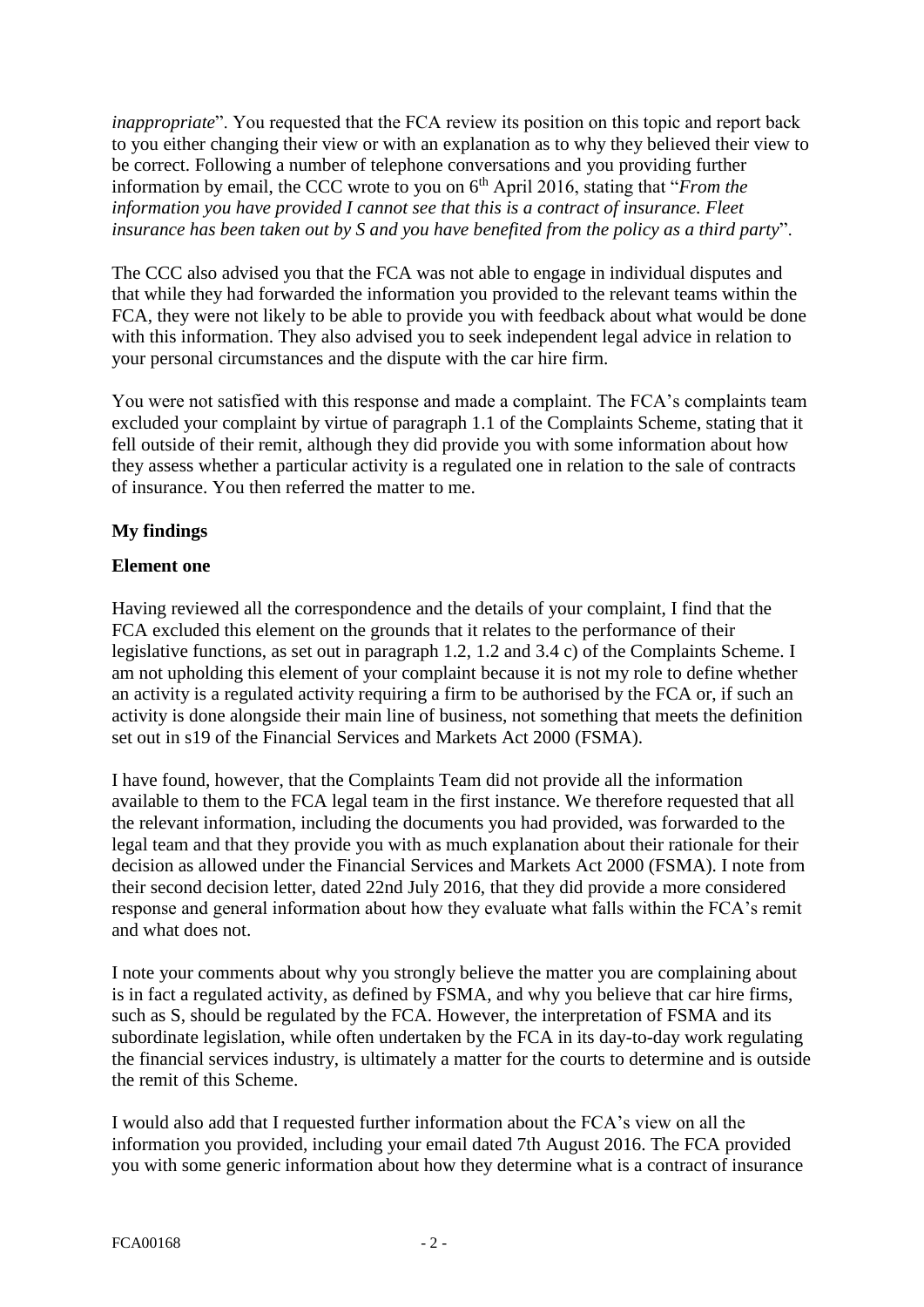*inappropriate*". You requested that the FCA review its position on this topic and report back to you either changing their view or with an explanation as to why they believed their view to be correct. Following a number of telephone conversations and you providing further information by email, the CCC wrote to you on 6th April 2016, stating that "*From the information you have provided I cannot see that this is a contract of insurance. Fleet insurance has been taken out by S and you have benefited from the policy as a third party*".

The CCC also advised you that the FCA was not able to engage in individual disputes and that while they had forwarded the information you provided to the relevant teams within the FCA, they were not likely to be able to provide you with feedback about what would be done with this information. They also advised you to seek independent legal advice in relation to your personal circumstances and the dispute with the car hire firm.

You were not satisfied with this response and made a complaint. The FCA's complaints team excluded your complaint by virtue of paragraph 1.1 of the Complaints Scheme, stating that it fell outside of their remit, although they did provide you with some information about how they assess whether a particular activity is a regulated one in relation to the sale of contracts of insurance. You then referred the matter to me.

**My findings**

**Element one**

Having reviewed all the correspondence and the details of your complaint, I find that the FCA excluded this element on the grounds that it relates to the performance of their legislative functions, as set out in paragraph 1.2, 1.2 and 3.4 c) of the Complaints Scheme. I am not upholding this element of your complaint because it is not my role to define whether an activity is a regulated activity requiring a firm to be authorised by the FCA or, if such an activity is done alongside their main line of business, not something that meets the definition set out in s19 of the Financial Services and Markets Act 2000 (FSMA).

I have found, however, that the Complaints Team did not provide all the information available to them to the FCA legal team in the first instance. We therefore requested that all the relevant information, including the documents you had provided, was forwarded to the legal team and that they provide you with as much explanation about their rationale for their decision as allowed under the Financial Services and Markets Act 2000 (FSMA). I note from their second decision letter, dated 22nd July 2016, that they did provide a more considered response and general information about how they evaluate what falls within the FCA's remit and what does not.

I note your comments about why you strongly believe the matter you are complaining about is in fact a regulated activity, as defined by FSMA, and why you believe that car hire firms, such as S, should be regulated by the FCA. However, the interpretation of FSMA and its subordinate legislation, while often undertaken by the FCA in its day-to-day work regulating the financial services industry, is ultimately a matter for the courts to determine and is outside the remit of this Scheme.

I would also add that I requested further information about the FCA's view on all the information you provided, including your email dated 7th August 2016. The FCA provided you with some generic information about how they determine what is a contract of insurance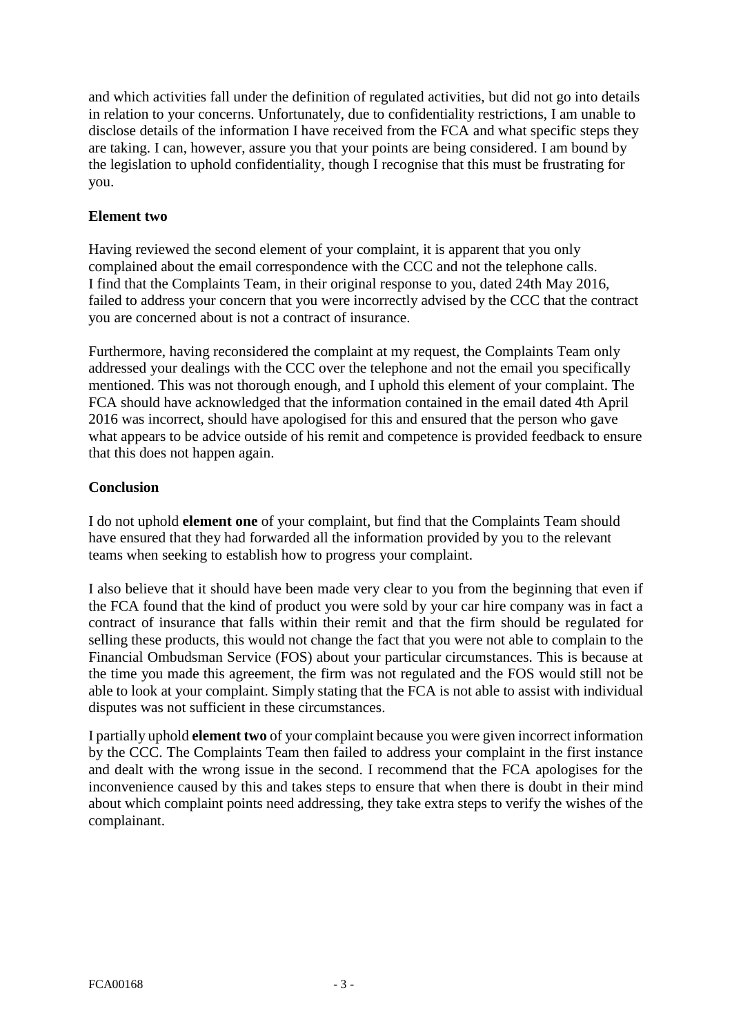and which activities fall under the definition of regulated activities, but did not go into details in relation to your concerns. Unfortunately, due to confidentiality restrictions, I am unable to disclose details of the information I have received from the FCA and what specific steps they are taking. I can, however, assure you that your points are being considered. I am bound by the legislation to uphold confidentiality, though I recognise that this must be frustrating for you.

**Element two**

Having reviewed the second element of your complaint, it is apparent that you only complained about the email correspondence with the CCC and not the telephone calls. I find that the Complaints Team, in their original response to you, dated 24th May 2016, failed to address your concern that you were incorrectly advised by the CCC that the contract you are concerned about is not a contract of insurance.

Furthermore, having reconsidered the complaint at my request, the Complaints Team only addressed your dealings with the CCC over the telephone and not the email you specifically mentioned. This was not thorough enough, and I uphold this element of your complaint. The FCA should have acknowledged that the information contained in the email dated 4th April 2016 was incorrect, should have apologised for this and ensured that the person who gave what appears to be advice outside of his remit and competence is provided feedback to ensure that this does not happen again.

**Conclusion**

I do not uphold **element one** of your complaint, but find that the Complaints Team should have ensured that they had forwarded all the information provided by you to the relevant teams when seeking to establish how to progress your complaint.

I also believe that it should have been made very clear to you from the beginning that even if the FCA found that the kind of product you were sold by your car hire company was in fact a contract of insurance that falls within their remit and that the firm should be regulated for selling these products, this would not change the fact that you were not able to complain to the Financial Ombudsman Service (FOS) about your particular circumstances. This is because at the time you made this agreement, the firm was not regulated and the FOS would still not be able to look at your complaint. Simply stating that the FCA is not able to assist with individual disputes was not sufficient in these circumstances.

I partially uphold **element two** of your complaint because you were given incorrect information by the CCC. The Complaints Team then failed to address your complaint in the first instance and dealt with the wrong issue in the second. I recommend that the FCA apologises for the inconvenience caused by this and takes steps to ensure that when there is doubt in their mind about which complaint points need addressing, they take extra steps to verify the wishes of the complainant.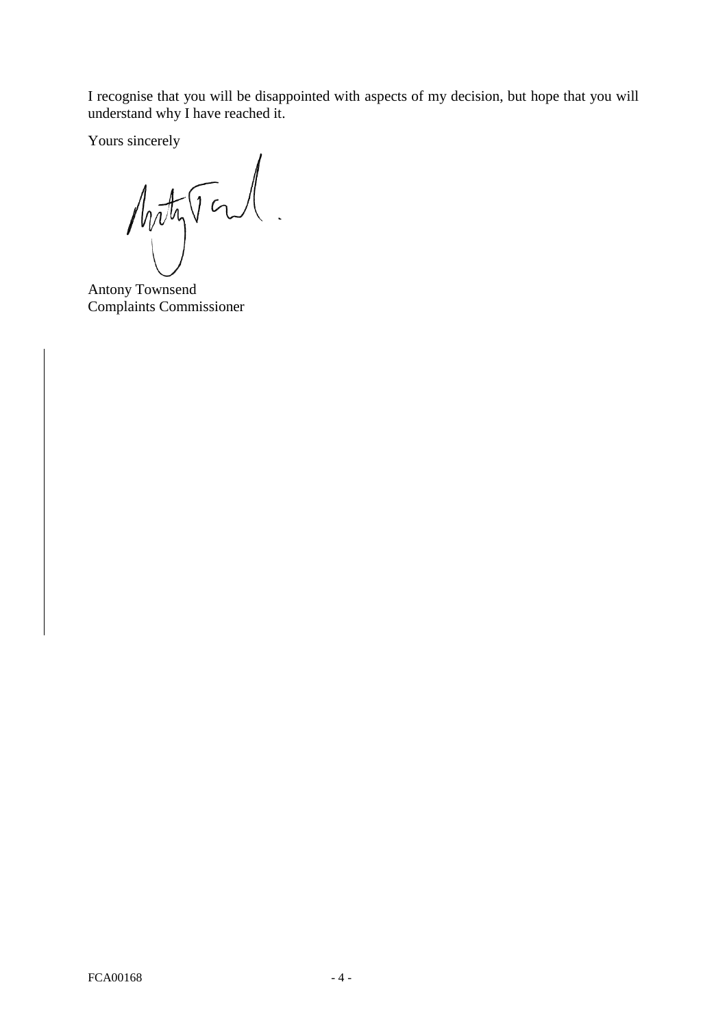I recognise that you will be disappointed with aspects of my decision, but hope that you will understand why I have reached it.

Yours sincerely

Antony Townsend
Complaints Commissioner